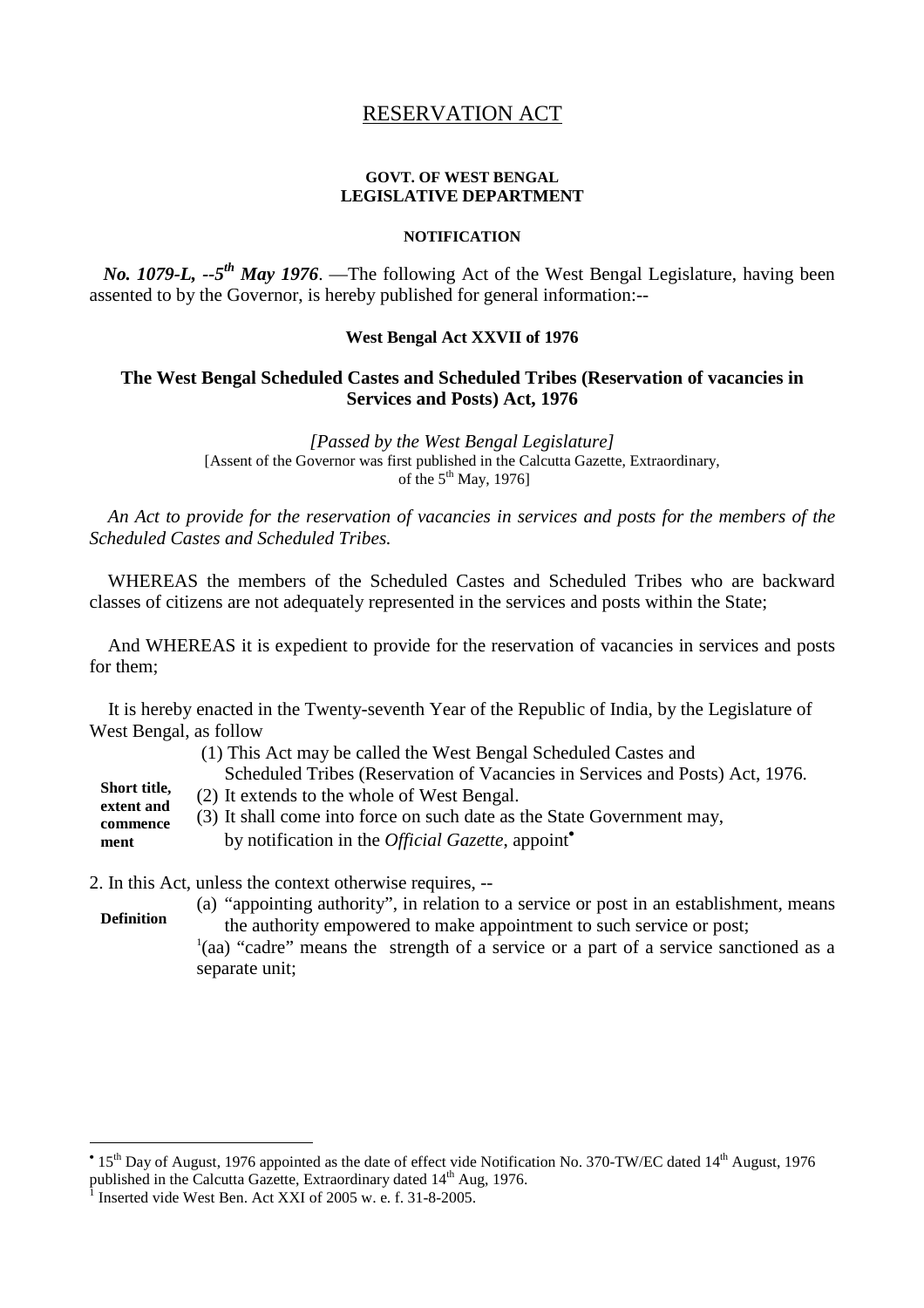# RESERVATION ACT

**GOVT. OF WEST BENGAL**
**LEGISLATIVE DEPARTMENT**

**NOTIFICATION**

***No. 1079-L, --5th May 1976*.** —The following Act of the West Bengal Legislature, having been assented to by the Governor, is hereby published for general information:--

**West Bengal Act XXVII of 1976**

## The West Bengal Scheduled Castes and Scheduled Tribes (Reservation of vacancies in Services and Posts) Act, 1976

*[Passed by the West Bengal Legislature]*
[Assent of the Governor was first published in the Calcutta Gazette, Extraordinary, of the 5th May, 1976]

*An Act to provide for the reservation of vacancies in services and posts for the members of the Scheduled Castes and Scheduled Tribes.*

WHEREAS the members of the Scheduled Castes and Scheduled Tribes who are backward classes of citizens are not adequately represented in the services and posts within the State;

And WHEREAS it is expedient to provide for the reservation of vacancies in services and posts for them;

It is hereby enacted in the Twenty-seventh Year of the Republic of India, by the Legislature of West Bengal, as follow

**Short title, extent and commencement**

(1) This Act may be called the West Bengal Scheduled Castes and Scheduled Tribes (Reservation of Vacancies in Services and Posts) Act, 1976.
(2) It extends to the whole of West Bengal.
(3) It shall come into force on such date as the State Government may, by notification in the *Official Gazette*, appoint[•]

2. In this Act, unless the context otherwise requires, --

**Definition**

(a) "appointing authority", in relation to a service or post in an establishment, means the authority empowered to make appointment to such service or post;

[1](aa) "cadre" means the strength of a service or a part of a service sanctioned as a separate unit;

---

[•] 15th Day of August, 1976 appointed as the date of effect vide Notification No. 370-TW/EC dated 14th August, 1976 published in the Calcutta Gazette, Extraordinary dated 14th Aug, 1976.

[1] Inserted vide West Ben. Act XXI of 2005 w. e. f. 31-8-2005.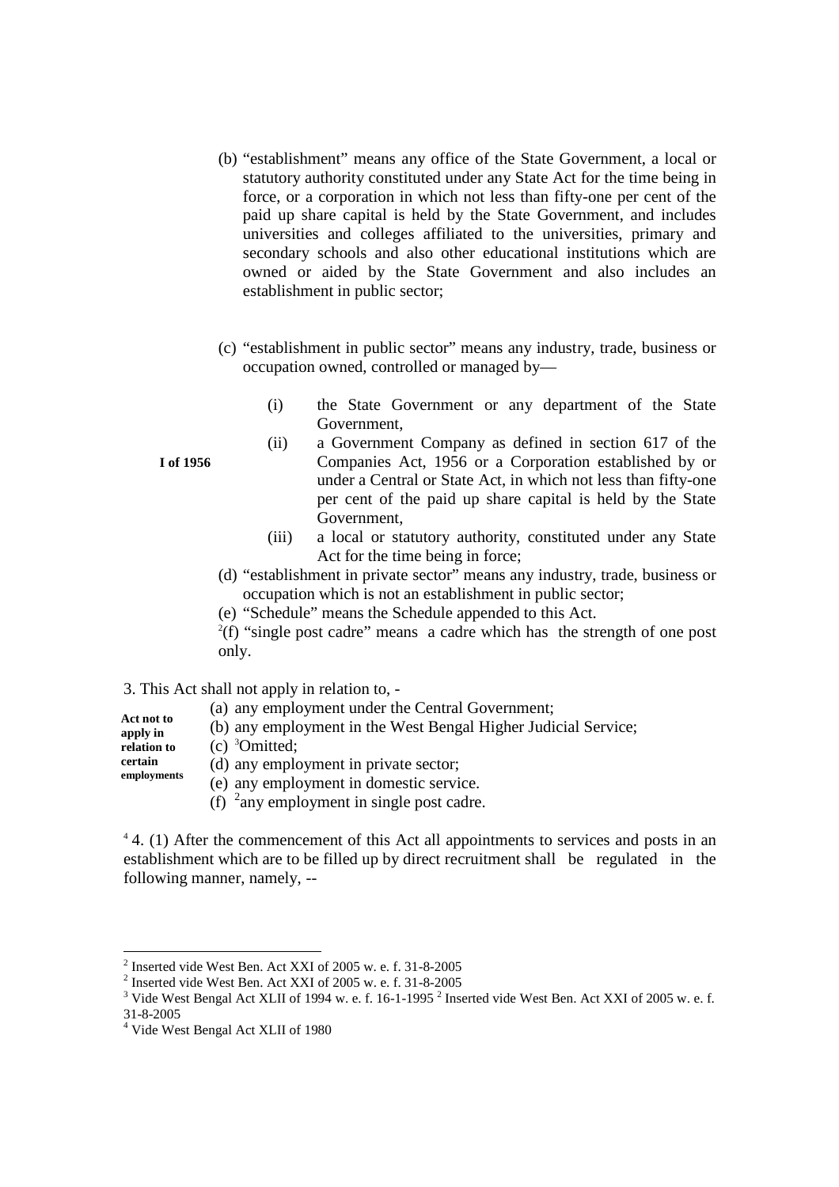(b) "establishment" means any office of the State Government, a local or statutory authority constituted under any State Act for the time being in force, or a corporation in which not less than fifty-one per cent of the paid up share capital is held by the State Government, and includes universities and colleges affiliated to the universities, primary and secondary schools and also other educational institutions which are owned or aided by the State Government and also includes an establishment in public sector;

(c) "establishment in public sector" means any industry, trade, business or occupation owned, controlled or managed by—

(i) the State Government or any department of the State Government,

(ii) a Government Company as defined in section 617 of the Companies Act, 1956 or a Corporation established by or under a Central or State Act, in which not less than fifty-one per cent of the paid up share capital is held by the State Government,

**I of 1956**

(iii) a local or statutory authority, constituted under any State Act for the time being in force;

(d) "establishment in private sector" means any industry, trade, business or occupation which is not an establishment in public sector;

(e) "Schedule" means the Schedule appended to this Act.

[2](f) "single post cadre" means a cadre which has the strength of one post only.

**Act not to apply in relation to certain employments**

3. This Act shall not apply in relation to, -

(a) any employment under the Central Government;

(b) any employment in the West Bengal Higher Judicial Service;

(c) [3]Omitted;

(d) any employment in private sector;

(e) any employment in domestic service.

(f) [2]any employment in single post cadre.

[4] 4. (1) After the commencement of this Act all appointments to services and posts in an establishment which are to be filled up by direct recruitment shall be regulated in the following manner, namely, --

---

[2] Inserted vide West Ben. Act XXI of 2005 w. e. f. 31-8-2005

[2] Inserted vide West Ben. Act XXI of 2005 w. e. f. 31-8-2005

[3] Vide West Bengal Act XLII of 1994 w. e. f. 16-1-1995 [2] Inserted vide West Ben. Act XXI of 2005 w. e. f. 31-8-2005

[4] Vide West Bengal Act XLII of 1980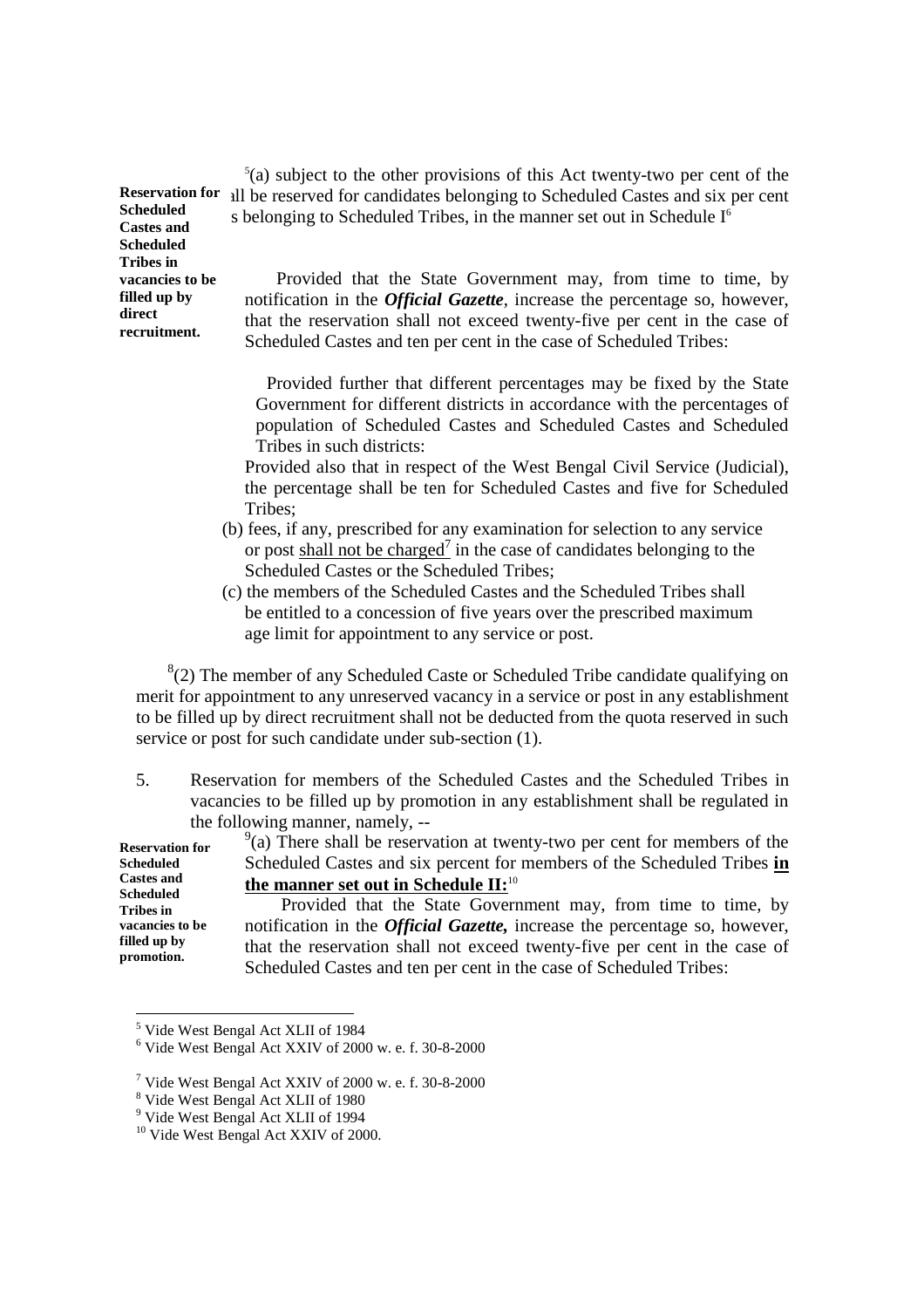**Reservation for Scheduled Castes and Scheduled Tribes in vacancies to be filled up by direct recruitment.**

[5](a) subject to the other provisions of this Act twenty-two per cent of the ...ll be reserved for candidates belonging to Scheduled Castes and six per cent ...s belonging to Scheduled Tribes, in the manner set out in Schedule I[6]

Provided that the State Government may, from time to time, by notification in the ***Official Gazette***, increase the percentage so, however, that the reservation shall not exceed twenty-five per cent in the case of Scheduled Castes and ten per cent in the case of Scheduled Tribes:

Provided further that different percentages may be fixed by the State Government for different districts in accordance with the percentages of population of Scheduled Castes and Scheduled Castes and Scheduled Tribes in such districts:

Provided also that in respect of the West Bengal Civil Service (Judicial), the percentage shall be ten for Scheduled Castes and five for Scheduled Tribes;

(b) fees, if any, prescribed for any examination for selection to any service or post <u>shall not be charged</u>[7] in the case of candidates belonging to the Scheduled Castes or the Scheduled Tribes;

(c) the members of the Scheduled Castes and the Scheduled Tribes shall be entitled to a concession of five years over the prescribed maximum age limit for appointment to any service or post.

[8](2) The member of any Scheduled Caste or Scheduled Tribe candidate qualifying on merit for appointment to any unreserved vacancy in a service or post in any establishment to be filled up by direct recruitment shall not be deducted from the quota reserved in such service or post for such candidate under sub-section (1).

5. Reservation for members of the Scheduled Castes and the Scheduled Tribes in vacancies to be filled up by promotion in any establishment shall be regulated in the following manner, namely, --

**Reservation for Scheduled Castes and Scheduled Tribes in vacancies to be filled up by promotion.**

[9](a) There shall be reservation at twenty-two per cent for members of the Scheduled Castes and six percent for members of the Scheduled Tribes **<u>in the manner set out in Schedule II:</u>**[10]

Provided that the State Government may, from time to time, by notification in the ***Official Gazette,*** increase the percentage so, however, that the reservation shall not exceed twenty-five per cent in the case of Scheduled Castes and ten per cent in the case of Scheduled Tribes:

---

[5] Vide West Bengal Act XLII of 1984

[6] Vide West Bengal Act XXIV of 2000 w. e. f. 30-8-2000

[7] Vide West Bengal Act XXIV of 2000 w. e. f. 30-8-2000

[8] Vide West Bengal Act XLII of 1980

[9] Vide West Bengal Act XLII of 1994

[10] Vide West Bengal Act XXIV of 2000.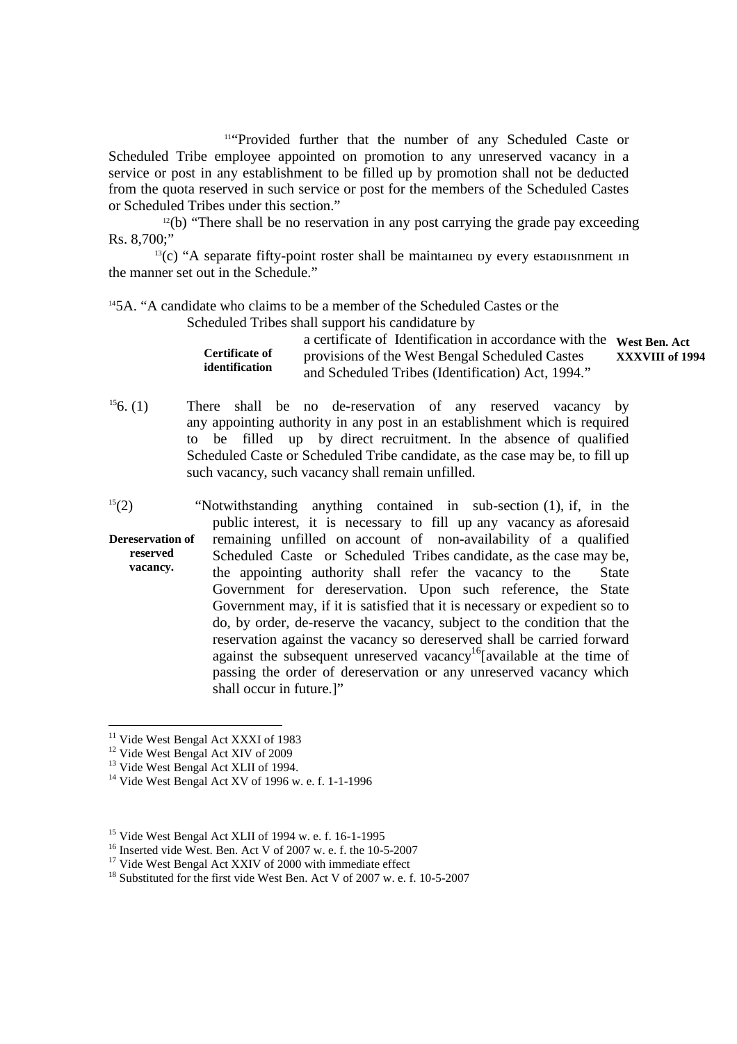[11]"Provided further that the number of any Scheduled Caste or Scheduled Tribe employee appointed on promotion to any unreserved vacancy in a service or post in any establishment to be filled up by promotion shall not be deducted from the quota reserved in such service or post for the members of the Scheduled Castes or Scheduled Tribes under this section."

[12](b) "There shall be no reservation in any post carrying the grade pay exceeding Rs. 8,700;"

[13](c) "A separate fifty-point roster shall be maintained by every establishment in the manner set out in the Schedule."

[14]5A. "A candidate who claims to be a member of the Scheduled Castes or the Scheduled Tribes shall support his candidature by a certificate of Identification in accordance with the provisions of the West Bengal Scheduled Castes and Scheduled Tribes (Identification) Act, 1994."

**Certificate of identification**

**West Ben. Act XXXVIII of 1994**

[15]6. (1) There shall be no de-reservation of any reserved vacancy by any appointing authority in any post in an establishment which is required to be filled up by direct recruitment. In the absence of qualified Scheduled Caste or Scheduled Tribe candidate, as the case may be, to fill up such vacancy, such vacancy shall remain unfilled.

**Dereservation of reserved vacancy.**

[15](2) "Notwithstanding anything contained in sub-section (1), if, in the public interest, it is necessary to fill up any vacancy as aforesaid remaining unfilled on account of non-availability of a qualified Scheduled Caste or Scheduled Tribes candidate, as the case may be, the appointing authority shall refer the vacancy to the State Government for dereservation. Upon such reference, the State Government may, if it is satisfied that it is necessary or expedient so to do, by order, de-reserve the vacancy, subject to the condition that the reservation against the vacancy so dereserved shall be carried forward against the subsequent unreserved vacancy[16][available at the time of passing the order of dereservation or any unreserved vacancy which shall occur in future.]"

---

[11] Vide West Bengal Act XXXI of 1983

[12] Vide West Bengal Act XIV of 2009

[13] Vide West Bengal Act XLII of 1994.

[14] Vide West Bengal Act XV of 1996 w. e. f. 1-1-1996

[15] Vide West Bengal Act XLII of 1994 w. e. f. 16-1-1995

[16] Inserted vide West. Ben. Act V of 2007 w. e. f. the 10-5-2007

[17] Vide West Bengal Act XXIV of 2000 with immediate effect

[18] Substituted for the first vide West Ben. Act V of 2007 w. e. f. 10-5-2007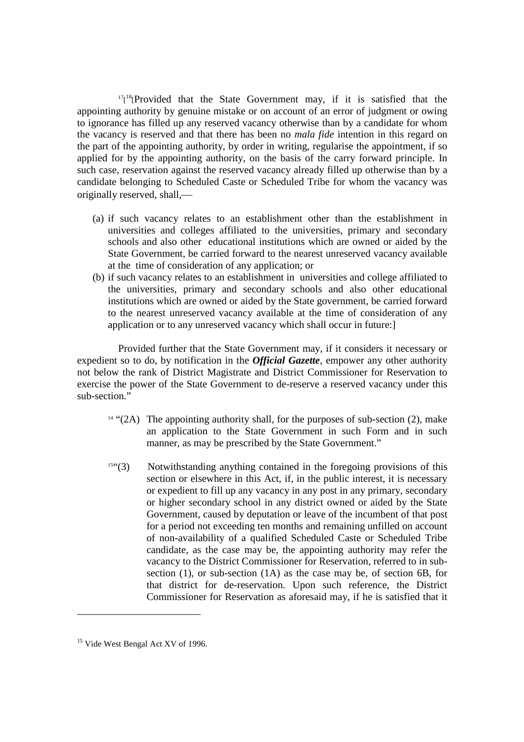[17][[18][Provided that the State Government may, if it is satisfied that the appointing authority by genuine mistake or on account of an error of judgment or owing to ignorance has filled up any reserved vacancy otherwise than by a candidate for whom the vacancy is reserved and that there has been no *mala fide* intention in this regard on the part of the appointing authority, by order in writing, regularise the appointment, if so applied for by the appointing authority, on the basis of the carry forward principle. In such case, reservation against the reserved vacancy already filled up otherwise than by a candidate belonging to Scheduled Caste or Scheduled Tribe for whom the vacancy was originally reserved, shall,—

(a) if such vacancy relates to an establishment other than the establishment in universities and colleges affiliated to the universities, primary and secondary schools and also other educational institutions which are owned or aided by the State Government, be carried forward to the nearest unreserved vacancy available at the time of consideration of any application; or

(b) if such vacancy relates to an establishment in universities and college affiliated to the universities, primary and secondary schools and also other educational institutions which are owned or aided by the State government, be carried forward to the nearest unreserved vacancy available at the time of consideration of any application or to any unreserved vacancy which shall occur in future:]

Provided further that the State Government may, if it considers it necessary or expedient so to do, by notification in the ***Official Gazette***, empower any other authority not below the rank of District Magistrate and District Commissioner for Reservation to exercise the power of the State Government to de-reserve a reserved vacancy under this sub-section."

[14] "(2A) The appointing authority shall, for the purposes of sub-section (2), make an application to the State Government in such Form and in such manner, as may be prescribed by the State Government."

[15]"(3) Notwithstanding anything contained in the foregoing provisions of this section or elsewhere in this Act, if, in the public interest, it is necessary or expedient to fill up any vacancy in any post in any primary, secondary or higher secondary school in any district owned or aided by the State Government, caused by deputation or leave of the incumbent of that post for a period not exceeding ten months and remaining unfilled on account of non-availability of a qualified Scheduled Caste or Scheduled Tribe candidate, as the case may be, the appointing authority may refer the vacancy to the District Commissioner for Reservation, referred to in sub-section (1), or sub-section (1A) as the case may be, of section 6B, for that district for de-reservation. Upon such reference, the District Commissioner for Reservation as aforesaid may, if he is satisfied that it

[15] Vide West Bengal Act XV of 1996.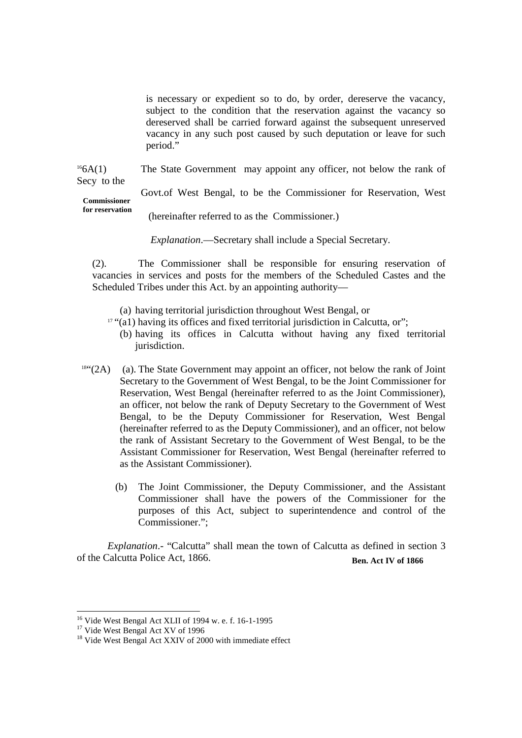is necessary or expedient so to do, by order, dereserve the vacancy, subject to the condition that the reservation against the vacancy so dereserved shall be carried forward against the subsequent unreserved vacancy in any such post caused by such deputation or leave for such period."

**Commissioner for reservation**

[16]6A(1) The State Government may appoint any officer, not below the rank of Secy to the Govt.of West Bengal, to be the Commissioner for Reservation, West (hereinafter referred to as the Commissioner.)

*Explanation*.—Secretary shall include a Special Secretary.

(2). The Commissioner shall be responsible for ensuring reservation of vacancies in services and posts for the members of the Scheduled Castes and the Scheduled Tribes under this Act. by an appointing authority—

(a) having territorial jurisdiction throughout West Bengal, or

[17] "(a1) having its offices and fixed territorial jurisdiction in Calcutta, or";

(b) having its offices in Calcutta without having any fixed territorial jurisdiction.

[18]"(2A) (a). The State Government may appoint an officer, not below the rank of Joint Secretary to the Government of West Bengal, to be the Joint Commissioner for Reservation, West Bengal (hereinafter referred to as the Joint Commissioner), an officer, not below the rank of Deputy Secretary to the Government of West Bengal, to be the Deputy Commissioner for Reservation, West Bengal (hereinafter referred to as the Deputy Commissioner), and an officer, not below the rank of Assistant Secretary to the Government of West Bengal, to be the Assistant Commissioner for Reservation, West Bengal (hereinafter referred to as the Assistant Commissioner).

(b) The Joint Commissioner, the Deputy Commissioner, and the Assistant Commissioner shall have the powers of the Commissioner for the purposes of this Act, subject to superintendence and control of the Commissioner.";

*Explanation*.- "Calcutta" shall mean the town of Calcutta as defined in section 3 of the Calcutta Police Act, 1866. **Ben. Act IV of 1866**

---

[16] Vide West Bengal Act XLII of 1994 w. e. f. 16-1-1995

[17] Vide West Bengal Act XV of 1996

[18] Vide West Bengal Act XXIV of 2000 with immediate effect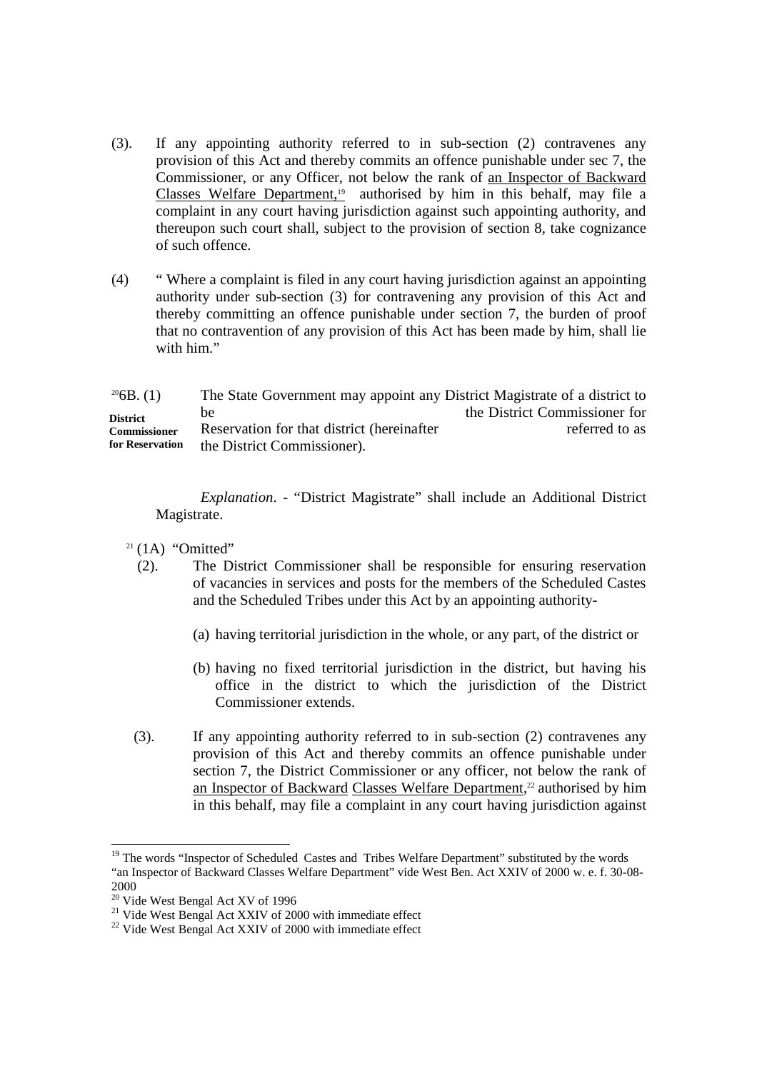(3). If any appointing authority referred to in sub-section (2) contravenes any provision of this Act and thereby commits an offence punishable under sec 7, the Commissioner, or any Officer, not below the rank of an Inspector of Backward Classes Welfare Department,[19] authorised by him in this behalf, may file a complaint in any court having jurisdiction against such appointing authority, and thereupon such court shall, subject to the provision of section 8, take cognizance of such offence.

(4) " Where a complaint is filed in any court having jurisdiction against an appointing authority under sub-section (3) for contravening any provision of this Act and thereby committing an offence punishable under section 7, the burden of proof that no contravention of any provision of this Act has been made by him, shall lie with him."

**District Commissioner for Reservation**

[20]6B. (1) The State Government may appoint any District Magistrate of a district to be the District Commissioner for Reservation for that district (hereinafter referred to as the District Commissioner).

*Explanation*. - "District Magistrate" shall include an Additional District Magistrate.

[21] (1A) "Omitted"

(2). The District Commissioner shall be responsible for ensuring reservation of vacancies in services and posts for the members of the Scheduled Castes and the Scheduled Tribes under this Act by an appointing authority-

(a) having territorial jurisdiction in the whole, or any part, of the district or

(b) having no fixed territorial jurisdiction in the district, but having his office in the district to which the jurisdiction of the District Commissioner extends.

(3). If any appointing authority referred to in sub-section (2) contravenes any provision of this Act and thereby commits an offence punishable under section 7, the District Commissioner or any officer, not below the rank of an Inspector of Backward Classes Welfare Department,[22] authorised by him in this behalf, may file a complaint in any court having jurisdiction against

---

[19] The words "Inspector of Scheduled Castes and Tribes Welfare Department" substituted by the words "an Inspector of Backward Classes Welfare Department" vide West Ben. Act XXIV of 2000 w. e. f. 30-08-2000

[20] Vide West Bengal Act XV of 1996

[21] Vide West Bengal Act XXIV of 2000 with immediate effect

[22] Vide West Bengal Act XXIV of 2000 with immediate effect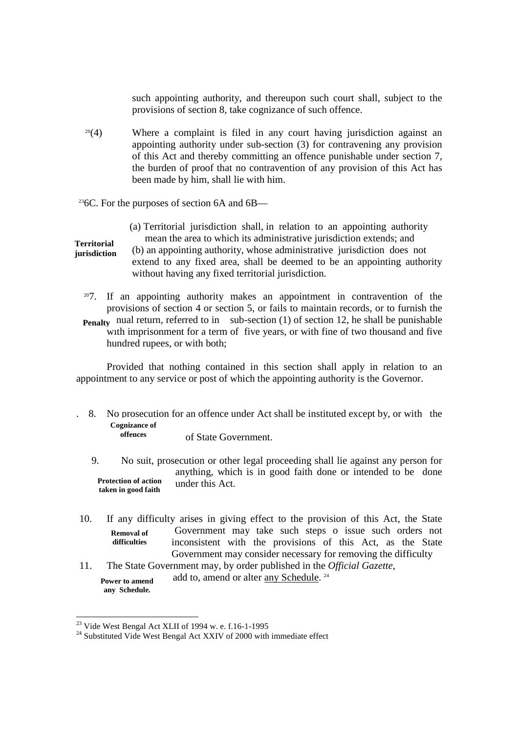such appointing authority, and thereupon such court shall, subject to the provisions of section 8, take cognizance of such offence.

[20](4) Where a complaint is filed in any court having jurisdiction against an appointing authority under sub-section (3) for contravening any provision of this Act and thereby committing an offence punishable under section 7, the burden of proof that no contravention of any provision of this Act has been made by him, shall lie with him.

[23]6C. For the purposes of section 6A and 6B—

**Territorial jurisdiction**

(a) Territorial jurisdiction shall, in relation to an appointing authority mean the area to which its administrative jurisdiction extends; and

(b) an appointing authority, whose administrative jurisdiction does not extend to any fixed area, shall be deemed to be an appointing authority without having any fixed territorial jurisdiction.

**Penalty**

[20]7. If an appointing authority makes an appointment in contravention of the provisions of section 4 or section 5, or fails to maintain records, or to furnish the nual return, referred to in sub-section (1) of section 12, he shall be punishable with imprisonment for a term of five years, or with fine of two thousand and five hundred rupees, or with both;

Provided that nothing contained in this section shall apply in relation to an appointment to any service or post of which the appointing authority is the Governor.

**Cognizance of offences**

8. No prosecution for an offence under Act shall be instituted except by, or with the of State Government.

**Protection of action taken in good faith**

9. No suit, prosecution or other legal proceeding shall lie against any person for anything, which is in good faith done or intended to be done under this Act.

**Removal of difficulties**

10. If any difficulty arises in giving effect to the provision of this Act, the State Government may take such steps o issue such orders not inconsistent with the provisions of this Act, as the State Government may consider necessary for removing the difficulty

**Power to amend any Schedule.**

11. The State Government may, by order published in the *Official Gazette*, add to, amend or alter any Schedule. [24]

---

[23] Vide West Bengal Act XLII of 1994 w. e. f.16-1-1995

[24] Substituted Vide West Bengal Act XXIV of 2000 with immediate effect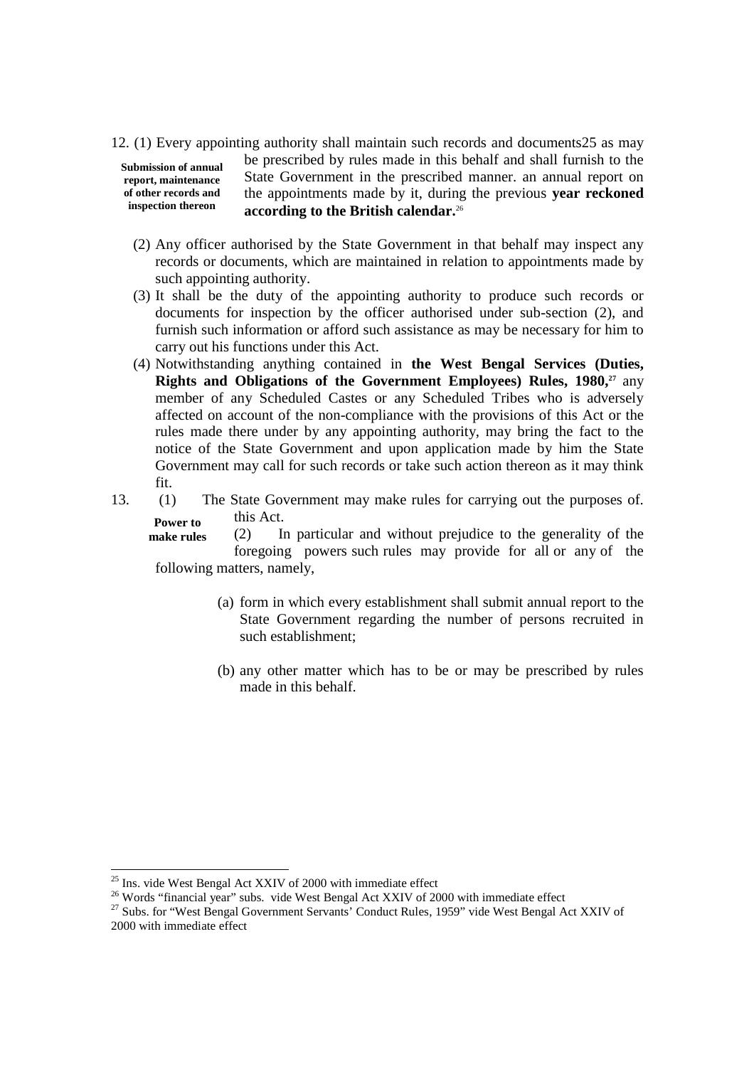**Submission of annual report, maintenance of other records and inspection thereon**

12. (1) Every appointing authority shall maintain such records and documents25 as may be prescribed by rules made in this behalf and shall furnish to the State Government in the prescribed manner. an annual report on the appointments made by it, during the previous **year reckoned according to the British calendar.**[26]

(2) Any officer authorised by the State Government in that behalf may inspect any records or documents, which are maintained in relation to appointments made by such appointing authority.

(3) It shall be the duty of the appointing authority to produce such records or documents for inspection by the officer authorised under sub-section (2), and furnish such information or afford such assistance as may be necessary for him to carry out his functions under this Act.

(4) Notwithstanding anything contained in **the West Bengal Services (Duties, Rights and Obligations of the Government Employees) Rules, 1980,**[27] any member of any Scheduled Castes or any Scheduled Tribes who is adversely affected on account of the non-compliance with the provisions of this Act or the rules made there under by any appointing authority, may bring the fact to the notice of the State Government and upon application made by him the State Government may call for such records or take such action thereon as it may think fit.

**Power to make rules**

13. (1) The State Government may make rules for carrying out the purposes of. this Act.

(2) In particular and without prejudice to the generality of the foregoing powers such rules may provide for all or any of the following matters, namely,

(a) form in which every establishment shall submit annual report to the State Government regarding the number of persons recruited in such establishment;

(b) any other matter which has to be or may be prescribed by rules made in this behalf.

---

[25] Ins. vide West Bengal Act XXIV of 2000 with immediate effect

[26] Words "financial year" subs. vide West Bengal Act XXIV of 2000 with immediate effect

[27] Subs. for "West Bengal Government Servants' Conduct Rules, 1959" vide West Bengal Act XXIV of 2000 with immediate effect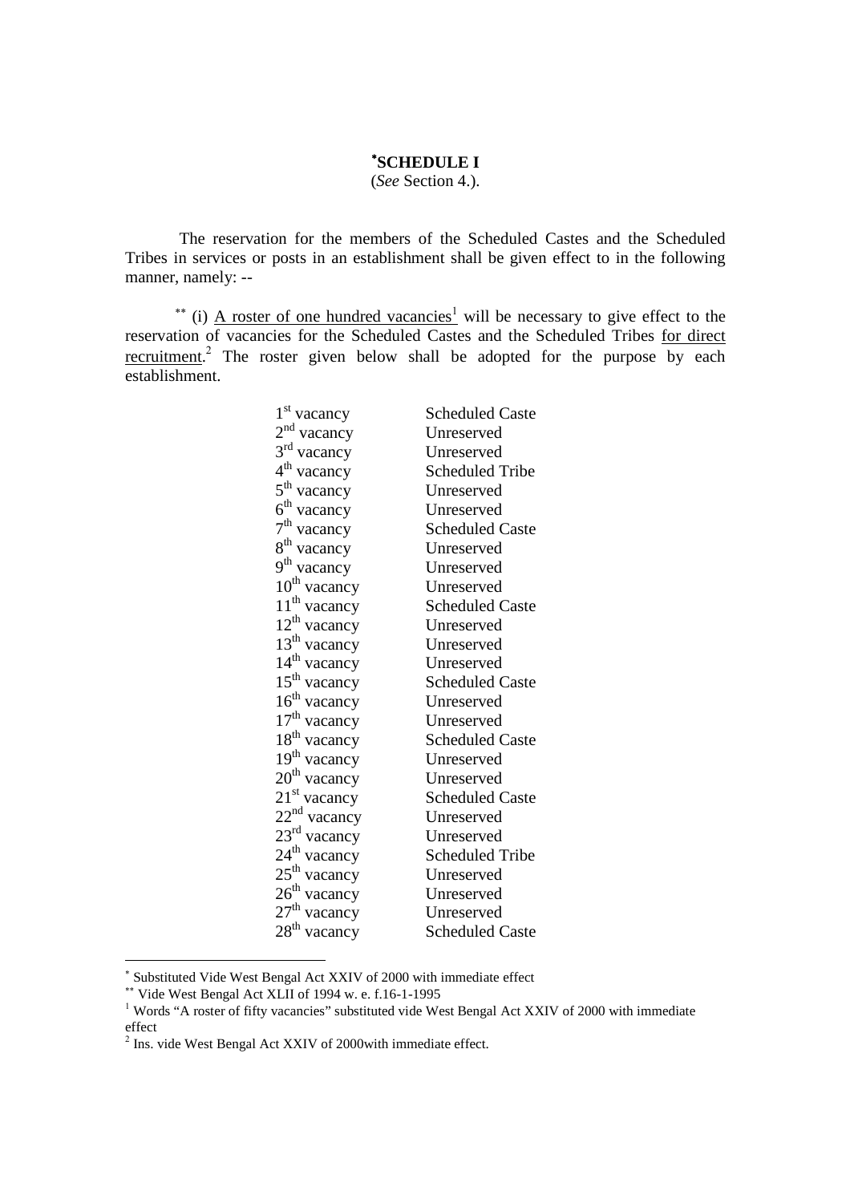# *SCHEDULE I

(*See* Section 4.).

The reservation for the members of the Scheduled Castes and the Scheduled Tribes in services or posts in an establishment shall be given effect to in the following manner, namely: --

** (i) A roster of one hundred vacancies[1] will be necessary to give effect to the reservation of vacancies for the Scheduled Castes and the Scheduled Tribes for direct recruitment.[2] The roster given below shall be adopted for the purpose by each establishment.

| | |
|---|---|
| 1st vacancy | Scheduled Caste |
| 2nd vacancy | Unreserved |
| 3rd vacancy | Unreserved |
| 4th vacancy | Scheduled Tribe |
| 5th vacancy | Unreserved |
| 6th vacancy | Unreserved |
| 7th vacancy | Scheduled Caste |
| 8th vacancy | Unreserved |
| 9th vacancy | Unreserved |
| 10th vacancy | Unreserved |
| 11th vacancy | Scheduled Caste |
| 12th vacancy | Unreserved |
| 13th vacancy | Unreserved |
| 14th vacancy | Unreserved |
| 15th vacancy | Scheduled Caste |
| 16th vacancy | Unreserved |
| 17th vacancy | Unreserved |
| 18th vacancy | Scheduled Caste |
| 19th vacancy | Unreserved |
| 20th vacancy | Unreserved |
| 21st vacancy | Scheduled Caste |
| 22nd vacancy | Unreserved |
| 23rd vacancy | Unreserved |
| 24th vacancy | Scheduled Tribe |
| 25th vacancy | Unreserved |
| 26th vacancy | Unreserved |
| 27th vacancy | Unreserved |
| 28th vacancy | Scheduled Caste |

---

* Substituted Vide West Bengal Act XXIV of 2000 with immediate effect

** Vide West Bengal Act XLII of 1994 w. e. f.16-1-1995

[1] Words "A roster of fifty vacancies" substituted vide West Bengal Act XXIV of 2000 with immediate effect

[2] Ins. vide West Bengal Act XXIV of 2000with immediate effect.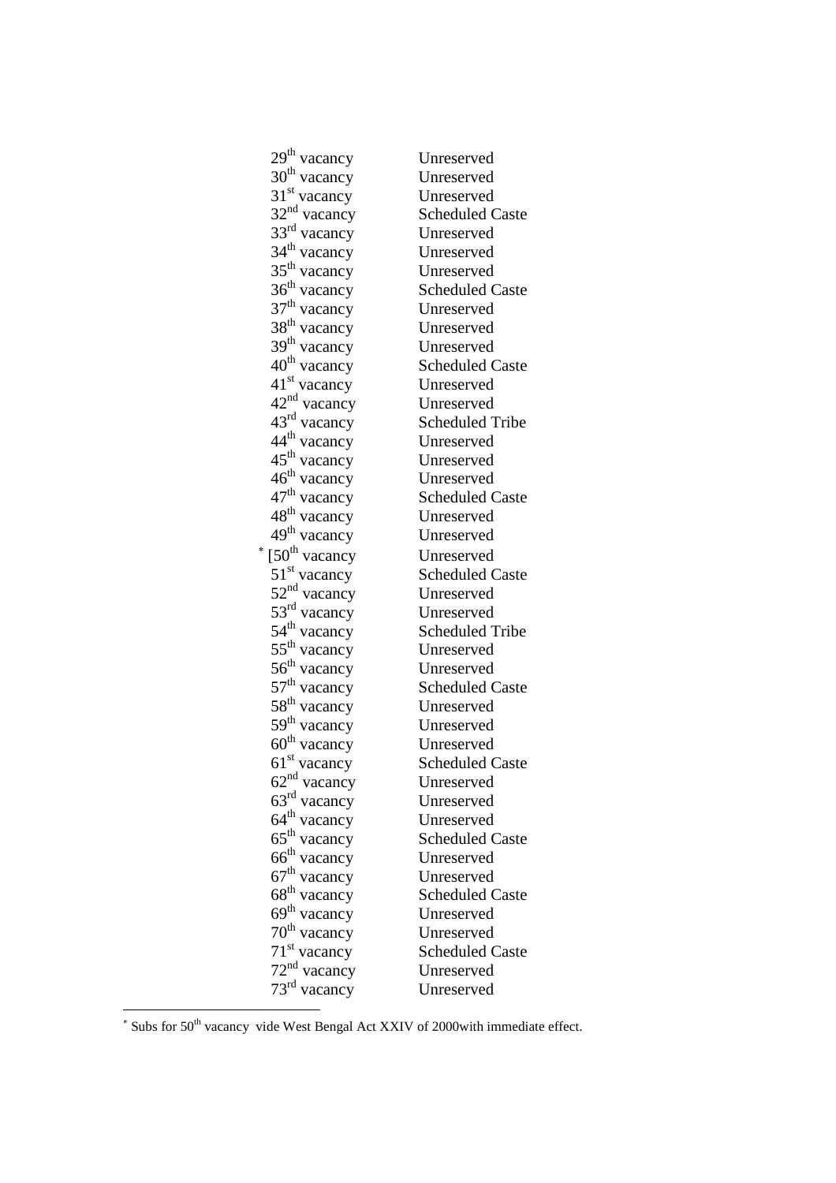| | |
|---|---|
| 29th vacancy | Unreserved |
| 30th vacancy | Unreserved |
| 31st vacancy | Unreserved |
| 32nd vacancy | Scheduled Caste |
| 33rd vacancy | Unreserved |
| 34th vacancy | Unreserved |
| 35th vacancy | Unreserved |
| 36th vacancy | Scheduled Caste |
| 37th vacancy | Unreserved |
| 38th vacancy | Unreserved |
| 39th vacancy | Unreserved |
| 40th vacancy | Scheduled Caste |
| 41st vacancy | Unreserved |
| 42nd vacancy | Unreserved |
| 43rd vacancy | Scheduled Tribe |
| 44th vacancy | Unreserved |
| 45th vacancy | Unreserved |
| 46th vacancy | Unreserved |
| 47th vacancy | Scheduled Caste |
| 48th vacancy | Unreserved |
| 49th vacancy | Unreserved |
| * [50th vacancy | Unreserved |
| 51st vacancy | Scheduled Caste |
| 52nd vacancy | Unreserved |
| 53rd vacancy | Unreserved |
| 54th vacancy | Scheduled Tribe |
| 55th vacancy | Unreserved |
| 56th vacancy | Unreserved |
| 57th vacancy | Scheduled Caste |
| 58th vacancy | Unreserved |
| 59th vacancy | Unreserved |
| 60th vacancy | Unreserved |
| 61st vacancy | Scheduled Caste |
| 62nd vacancy | Unreserved |
| 63rd vacancy | Unreserved |
| 64th vacancy | Unreserved |
| 65th vacancy | Scheduled Caste |
| 66th vacancy | Unreserved |
| 67th vacancy | Unreserved |
| 68th vacancy | Scheduled Caste |
| 69th vacancy | Unreserved |
| 70th vacancy | Unreserved |
| 71st vacancy | Scheduled Caste |
| 72nd vacancy | Unreserved |
| 73rd vacancy | Unreserved |

* Subs for 50th vacancy vide West Bengal Act XXIV of 2000with immediate effect.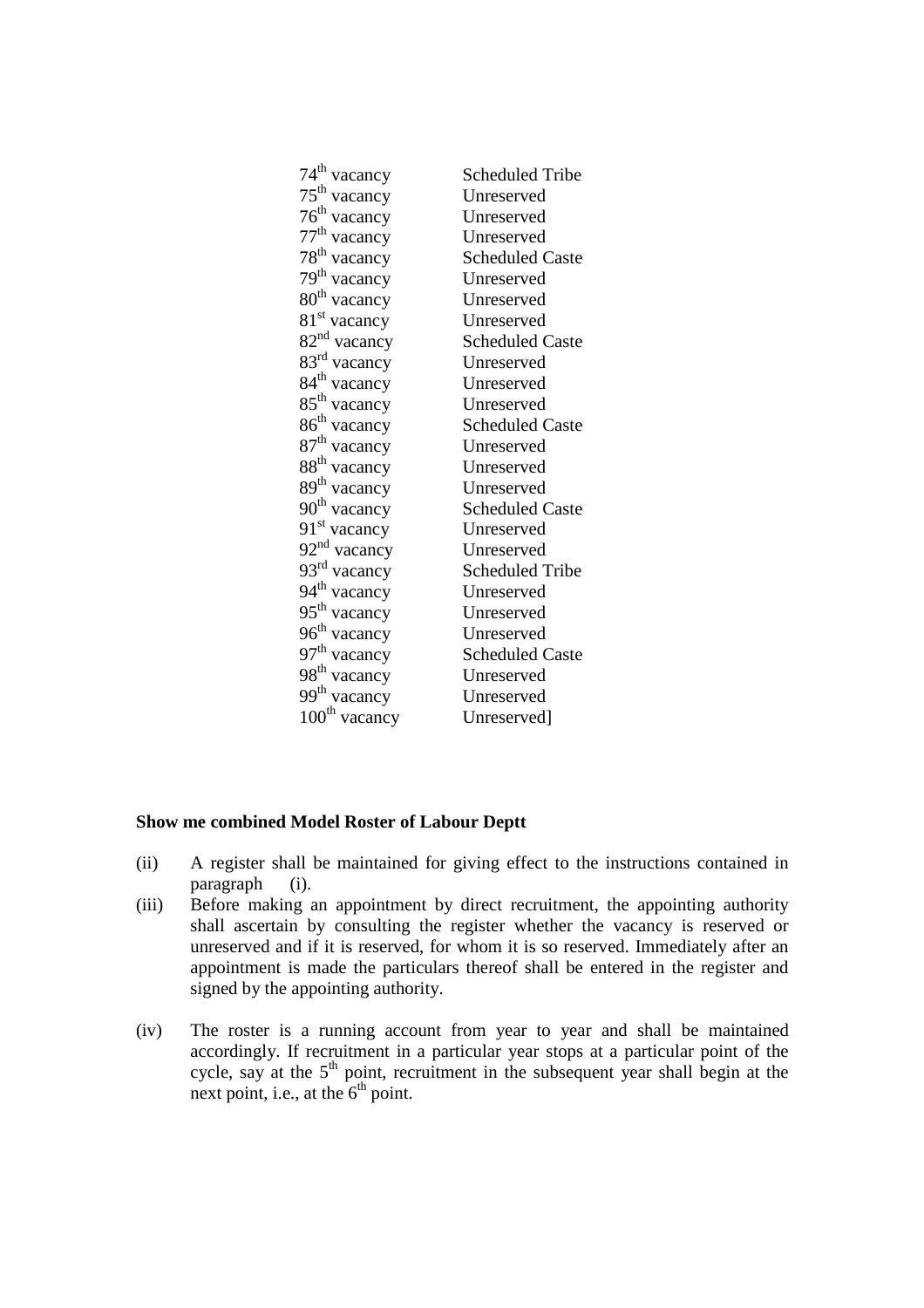| | |
|---|---|
| 74th vacancy | Scheduled Tribe |
| 75th vacancy | Unreserved |
| 76th vacancy | Unreserved |
| 77th vacancy | Unreserved |
| 78th vacancy | Scheduled Caste |
| 79th vacancy | Unreserved |
| 80th vacancy | Unreserved |
| 81st vacancy | Unreserved |
| 82nd vacancy | Scheduled Caste |
| 83rd vacancy | Unreserved |
| 84th vacancy | Unreserved |
| 85th vacancy | Unreserved |
| 86th vacancy | Scheduled Caste |
| 87th vacancy | Unreserved |
| 88th vacancy | Unreserved |
| 89th vacancy | Unreserved |
| 90th vacancy | Scheduled Caste |
| 91st vacancy | Unreserved |
| 92nd vacancy | Unreserved |
| 93rd vacancy | Scheduled Tribe |
| 94th vacancy | Unreserved |
| 95th vacancy | Unreserved |
| 96th vacancy | Unreserved |
| 97th vacancy | Scheduled Caste |
| 98th vacancy | Unreserved |
| 99th vacancy | Unreserved |
| 100th vacancy | Unreserved] |

**Show me combined Model Roster of Labour Deptt**

(ii) A register shall be maintained for giving effect to the instructions contained in paragraph (i).

(iii) Before making an appointment by direct recruitment, the appointing authority shall ascertain by consulting the register whether the vacancy is reserved or unreserved and if it is reserved, for whom it is so reserved. Immediately after an appointment is made the particulars thereof shall be entered in the register and signed by the appointing authority.

(iv) The roster is a running account from year to year and shall be maintained accordingly. If recruitment in a particular year stops at a particular point of the cycle, say at the 5th point, recruitment in the subsequent year shall begin at the next point, i.e., at the 6th point.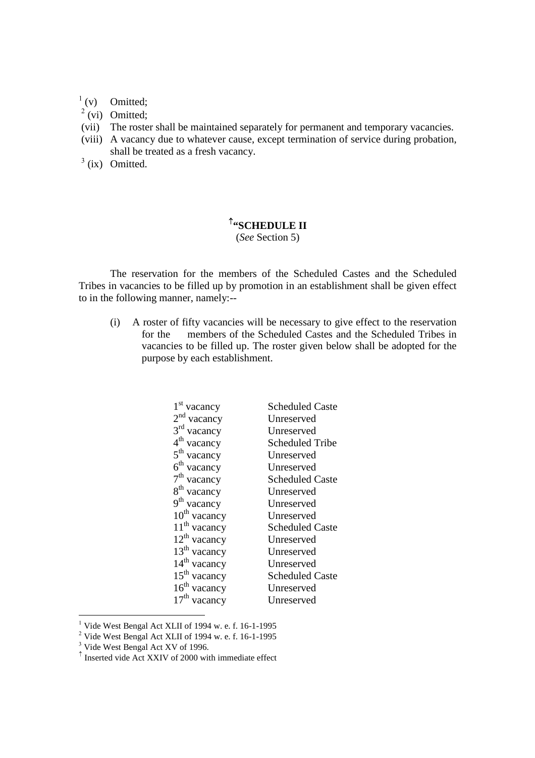[1] (v) Omitted;

[2] (vi) Omitted;

(vii) The roster shall be maintained separately for permanent and temporary vacancies.

(viii) A vacancy due to whatever cause, except termination of service during probation, shall be treated as a fresh vacancy.

[3] (ix) Omitted.

## [↑] "SCHEDULE II

(*See* Section 5)

The reservation for the members of the Scheduled Castes and the Scheduled Tribes in vacancies to be filled up by promotion in an establishment shall be given effect to in the following manner, namely:--

(i) A roster of fifty vacancies will be necessary to give effect to the reservation for the members of the Scheduled Castes and the Scheduled Tribes in vacancies to be filled up. The roster given below shall be adopted for the purpose by each establishment.

| | |
|---|---|
| 1st vacancy | Scheduled Caste |
| 2nd vacancy | Unreserved |
| 3rd vacancy | Unreserved |
| 4th vacancy | Scheduled Tribe |
| 5th vacancy | Unreserved |
| 6th vacancy | Unreserved |
| 7th vacancy | Scheduled Caste |
| 8th vacancy | Unreserved |
| 9th vacancy | Unreserved |
| 10th vacancy | Unreserved |
| 11th vacancy | Scheduled Caste |
| 12th vacancy | Unreserved |
| 13th vacancy | Unreserved |
| 14th vacancy | Unreserved |
| 15th vacancy | Scheduled Caste |
| 16th vacancy | Unreserved |
| 17th vacancy | Unreserved |

---

[1] Vide West Bengal Act XLII of 1994 w. e. f. 16-1-1995

[2] Vide West Bengal Act XLII of 1994 w. e. f. 16-1-1995

[3] Vide West Bengal Act XV of 1996.

[↑] Inserted vide Act XXIV of 2000 with immediate effect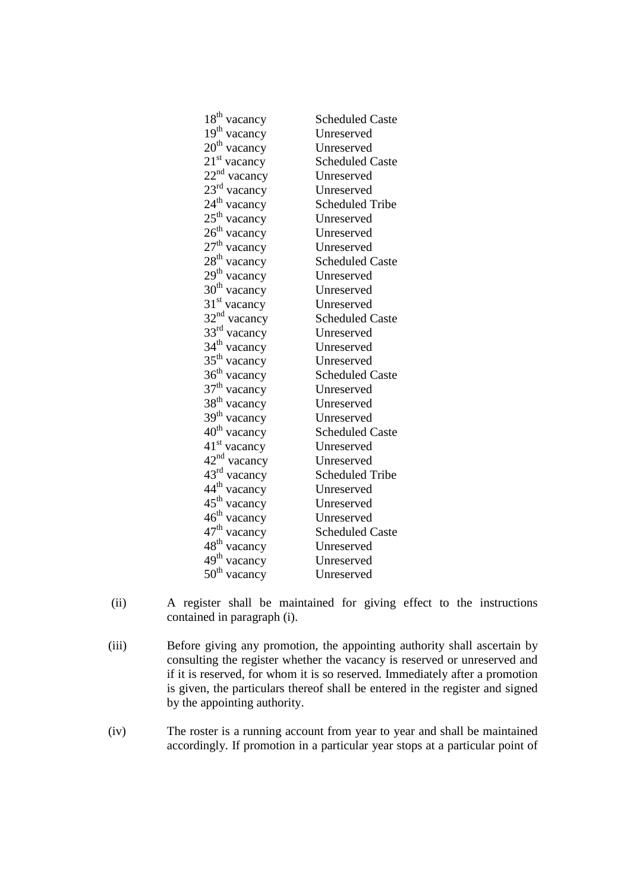| | |
|---|---|
| 18th vacancy | Scheduled Caste |
| 19th vacancy | Unreserved |
| 20th vacancy | Unreserved |
| 21st vacancy | Scheduled Caste |
| 22nd vacancy | Unreserved |
| 23rd vacancy | Unreserved |
| 24th vacancy | Scheduled Tribe |
| 25th vacancy | Unreserved |
| 26th vacancy | Unreserved |
| 27th vacancy | Unreserved |
| 28th vacancy | Scheduled Caste |
| 29th vacancy | Unreserved |
| 30th vacancy | Unreserved |
| 31st vacancy | Unreserved |
| 32nd vacancy | Scheduled Caste |
| 33rd vacancy | Unreserved |
| 34th vacancy | Unreserved |
| 35th vacancy | Unreserved |
| 36th vacancy | Scheduled Caste |
| 37th vacancy | Unreserved |
| 38th vacancy | Unreserved |
| 39th vacancy | Unreserved |
| 40th vacancy | Scheduled Caste |
| 41st vacancy | Unreserved |
| 42nd vacancy | Unreserved |
| 43rd vacancy | Scheduled Tribe |
| 44th vacancy | Unreserved |
| 45th vacancy | Unreserved |
| 46th vacancy | Unreserved |
| 47th vacancy | Scheduled Caste |
| 48th vacancy | Unreserved |
| 49th vacancy | Unreserved |
| 50th vacancy | Unreserved |

(ii) A register shall be maintained for giving effect to the instructions contained in paragraph (i).

(iii) Before giving any promotion, the appointing authority shall ascertain by consulting the register whether the vacancy is reserved or unreserved and if it is reserved, for whom it is so reserved. Immediately after a promotion is given, the particulars thereof shall be entered in the register and signed by the appointing authority.

(iv) The roster is a running account from year to year and shall be maintained accordingly. If promotion in a particular year stops at a particular point of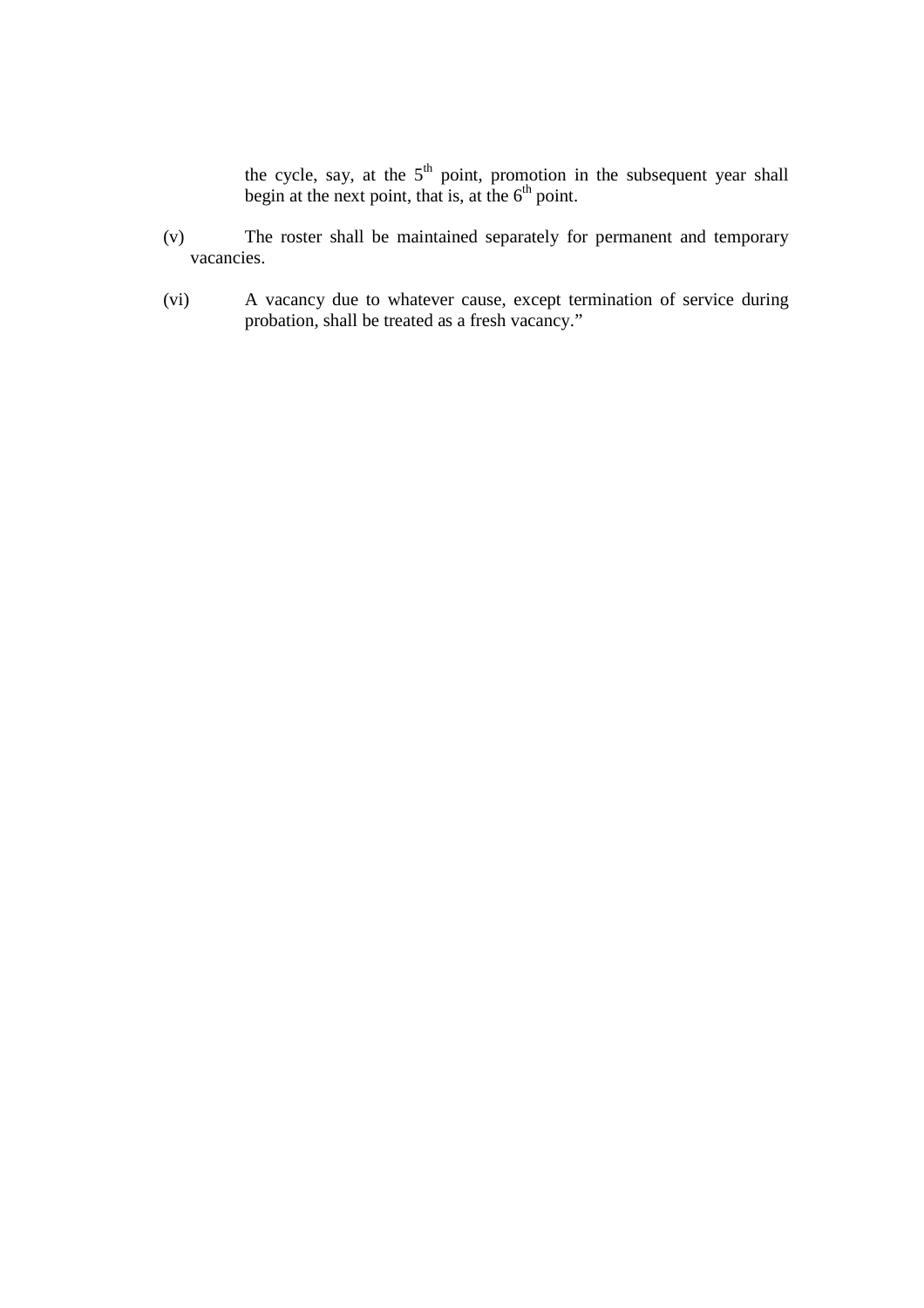the cycle, say, at the 5th point, promotion in the subsequent year shall begin at the next point, that is, at the 6th point.

(v) The roster shall be maintained separately for permanent and temporary vacancies.

(vi) A vacancy due to whatever cause, except termination of service during probation, shall be treated as a fresh vacancy."